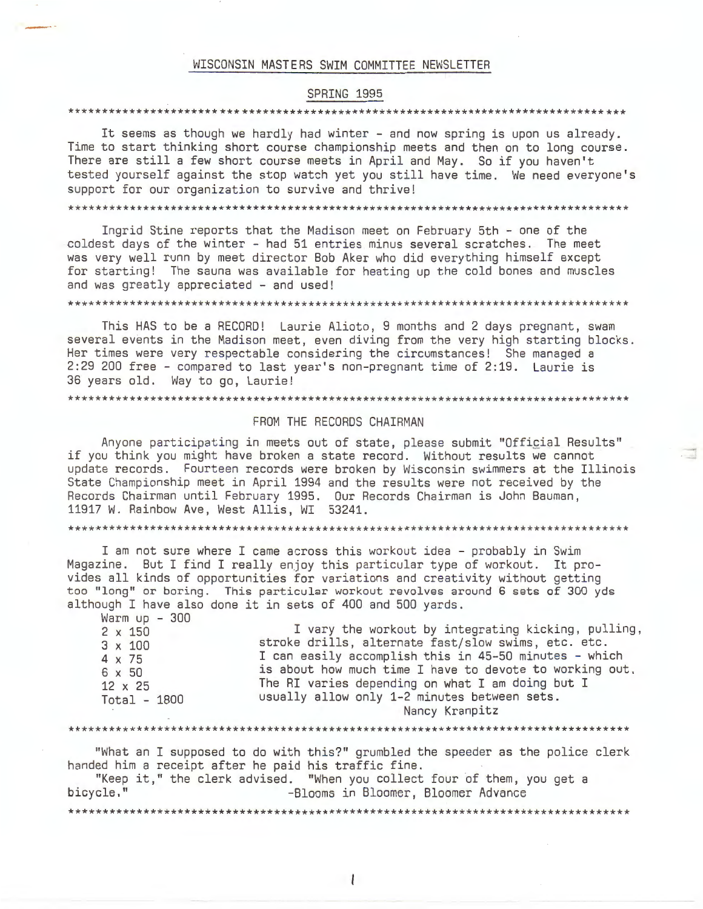# WISCONSIN MASTERS SWIM COMMITTEE NEWSLETTER

## SPRING 1995

***

It seems as though we hardly had winter - and now spring is upon us already. Time to start thinking short course championship meets and then on to long course. There are still a few short course meets in April and May. So if you haven't tested yourself against the stop watch yet you still have time. We need everyone's support for our organization to survive and thrive!

***

Ingrid Stine reports that the Madison meet on February 5th - one of the coldest days of the winter - had 51 entries minus several scratches. The meet was very well runn by meet director Bob Aker who did everything himself except for starting! The sauna was available for heating up the cold bones and muscles and was greatly appreciated - and used!

***

This HAS to be a RECORD! Laurie Alioto, 9 months and 2 days pregnant, swam several events in the Madison meet, even diving from the very high starting blocks. Her times were very respectable considering the circumstances! She managed a 2:29 200 free - compared to last year's non-pregnant time of 2:19. Laurie is 36 years old. Way to go, Laurie!

***

### FROM THE RECORDS CHAIRMAN

Anyone participating in meets out of state, please submit "Official Results" if you think you might have broken a state record. Without results we cannot update records. Fourteen records were broken by Wisconsin swimmers at the Illinois State Championship meet in April 1994 and the results were not received by the Records Chairman until February 1995. Our Records Chairman is John Bauman, 11917 W. Rainbow Ave, West Allis, WI 53241.

***

I am not sure where I came across this workout idea - probably in Swim Magazine. But I find I really enjoy this particular type of workout. It provides all kinds of opportunities for variations and creativity without getting too "long" or boring. This particular workout revolves around 6 sets of 300 yds although I have also done it in sets of 400 and 500 yards.

Warm up - 300
2 x 150
3 x 100
4 x 75
6 x 50
12 x 25
Total - 1800

I vary the workout by integrating kicking, pulling, stroke drills, alternate fast/slow swims, etc. etc. I can easily accomplish this in 45-50 minutes - which is about how much time I have to devote to working out. The RI varies depending on what I am doing but I usually allow only 1-2 minutes between sets.

Nancy Kranpitz

***

"What an I supposed to do with this?" grumbled the speeder as the police clerk handed him a receipt after he paid his traffic fine.

"Keep it," the clerk advised. "When you collect four of them, you get a bicycle."

-Blooms in Bloomer, Bloomer Advance

***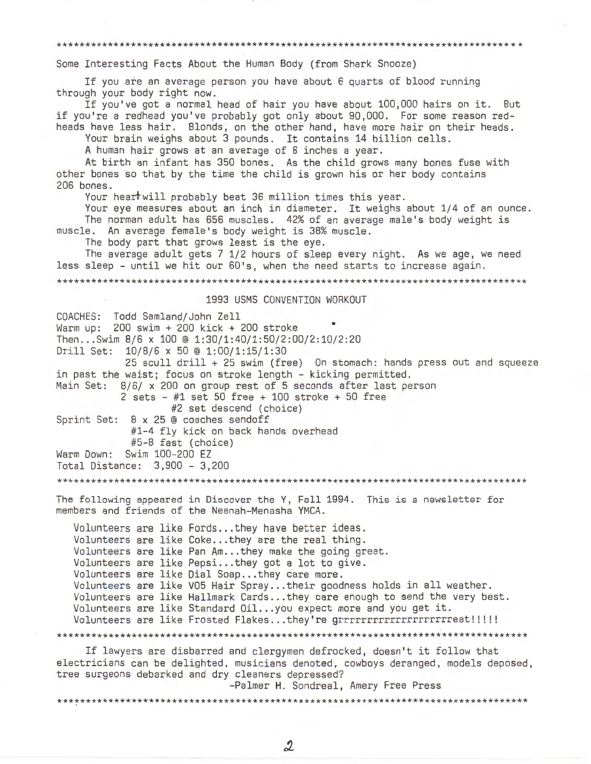Some Interesting Facts About the Human Body (from Shark Snooze)

If you are an average person you have about 6 quarts of blood running through your body right now.

If you've got a normal head of hair you have about 100,000 hairs on it. But if you're a redhead you've probably got only about 90,000. For some reason redheads have less hair. Blonds, on the other hand, have more hair on their heads.

Your brain weighs about 3 pounds. It contains 14 billion cells.

A human hair grows at an average of 8 inches a year.

At birth an infant has 350 bones. As the child grows many bones fuse with other bones so that by the time the child is grown his or her body contains 206 bones.

Your heart will probably beat 36 million times this year.

Your eye measures about an inch in diameter. It weighs about 1/4 of an ounce.

The norman adult has 656 muscles. 42% of an average male's body weight is muscle. An average female's body weight is 38% muscle.

The body part that grows least is the eye.

The average adult gets 7 1/2 hours of sleep every night. As we age, we need less sleep - until we hit our 60's, when the need starts to increase again.

---

## 1993 USMS CONVENTION WORKOUT

COACHES: Todd Samland/John Zell

Warm up: 200 swim + 200 kick + 200 stroke

Then...Swim 8/6 x 100 @ 1:30/1:40/1:50/2:00/2:10/2:20

Drill Set: 10/8/6 x 50 @ 1:00/1:15/1:30
25 scull drill + 25 swim (free) On stomach: hands press out and squeeze in past the waist; focus on stroke length - kicking permitted.

Main Set: 8/6/ x 200 on group rest of 5 seconds after last person
2 sets - #1 set 50 free + 100 stroke + 50 free
#2 set descend (choice)

Sprint Set: 8 x 25 @ coaches sendoff
#1-4 fly kick on back hands overhead
#5-8 fast (choice)

Warm Down: Swim 100-200 EZ

Total Distance: 3,900 - 3,200

---

The following appeared in Discover the Y, Fall 1994. This is a newsletter for members and friends of the Neenah-Menasha YMCA.

Volunteers are like Fords...they have better ideas.
Volunteers are like Coke...they are the real thing.
Volunteers are like Pan Am...they make the going great.
Volunteers are like Pepsi...they got a lot to give.
Volunteers are like Dial Soap...they care more.
Volunteers are like VO5 Hair Spray...their goodness holds in all weather.
Volunteers are like Hallmark Cards...they care enough to send the very best.
Volunteers are like Standard Oil...you expect more and you get it.
Volunteers are like Frosted Flakes...they're grrrrrrrrrrrrrrrrrrrreat!!!!!

---

If lawyers are disbarred and clergymen defrocked, doesn't it follow that electricians can be delighted, musicians denoted, cowboys deranged, models deposed, tree surgeons debarked and dry cleaners depressed?

-Palmer H. Sondreal, Amery Free Press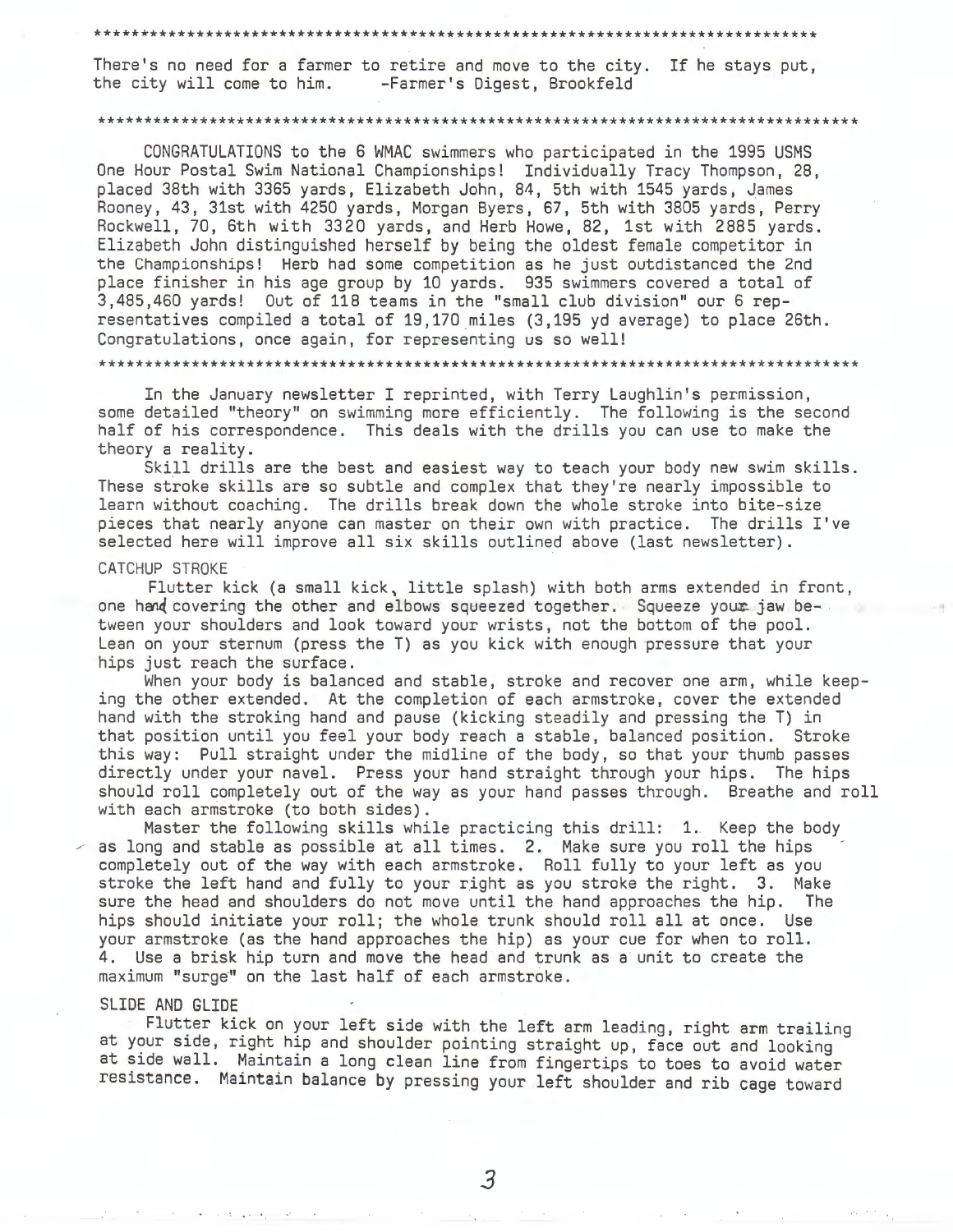*******************************************************************************

There's no need for a farmer to retire and move to the city. If he stays put, the city will come to him. -Farmer's Digest, Brookfeld

*******************************************************************************

CONGRATULATIONS to the 6 WMAC swimmers who participated in the 1995 USMS One Hour Postal Swim National Championships! Individually Tracy Thompson, 28, placed 38th with 3365 yards, Elizabeth John, 84, 5th with 1545 yards, James Rooney, 43, 31st with 4250 yards, Morgan Byers, 67, 5th with 3805 yards, Perry Rockwell, 70, 6th with 3320 yards, and Herb Howe, 82, 1st with 2885 yards. Elizabeth John distinguished herself by being the oldest female competitor in the Championships! Herb had some competition as he just outdistanced the 2nd place finisher in his age group by 10 yards. 935 swimmers covered a total of 3,485,460 yards! Out of 118 teams in the "small club division" our 6 representatives compiled a total of 19,170 miles (3,195 yd average) to place 26th. Congratulations, once again, for representing us so well!

*******************************************************************************

In the January newsletter I reprinted, with Terry Laughlin's permission, some detailed "theory" on swimming more efficiently. The following is the second half of his correspondence. This deals with the drills you can use to make the theory a reality.

Skill drills are the best and easiest way to teach your body new swim skills. These stroke skills are so subtle and complex that they're nearly impossible to learn without coaching. The drills break down the whole stroke into bite-size pieces that nearly anyone can master on their own with practice. The drills I've selected here will improve all six skills outlined above (last newsletter).

CATCHUP STROKE

Flutter kick (a small kick, little splash) with both arms extended in front, one hand covering the other and elbows squeezed together. Squeeze your jaw between your shoulders and look toward your wrists, not the bottom of the pool. Lean on your sternum (press the T) as you kick with enough pressure that your hips just reach the surface.

When your body is balanced and stable, stroke and recover one arm, while keeping the other extended. At the completion of each armstroke, cover the extended hand with the stroking hand and pause (kicking steadily and pressing the T) in that position until you feel your body reach a stable, balanced position. Stroke this way: Pull straight under the midline of the body, so that your thumb passes directly under your navel. Press your hand straight through your hips. The hips should roll completely out of the way as your hand passes through. Breathe and roll with each armstroke (to both sides).

Master the following skills while practicing this drill: 1. Keep the body as long and stable as possible at all times. 2. Make sure you roll the hips completely out of the way with each armstroke. Roll fully to your left as you stroke the left hand and fully to your right as you stroke the right. 3. Make sure the head and shoulders do not move until the hand approaches the hip. The hips should initiate your roll; the whole trunk should roll all at once. Use your armstroke (as the hand approaches the hip) as your cue for when to roll. 4. Use a brisk hip turn and move the head and trunk as a unit to create the maximum "surge" on the last half of each armstroke.

SLIDE AND GLIDE

Flutter kick on your left side with the left arm leading, right arm trailing at your side, right hip and shoulder pointing straight up, face out and looking at side wall. Maintain a long clean line from fingertips to toes to avoid water resistance. Maintain balance by pressing your left shoulder and rib cage toward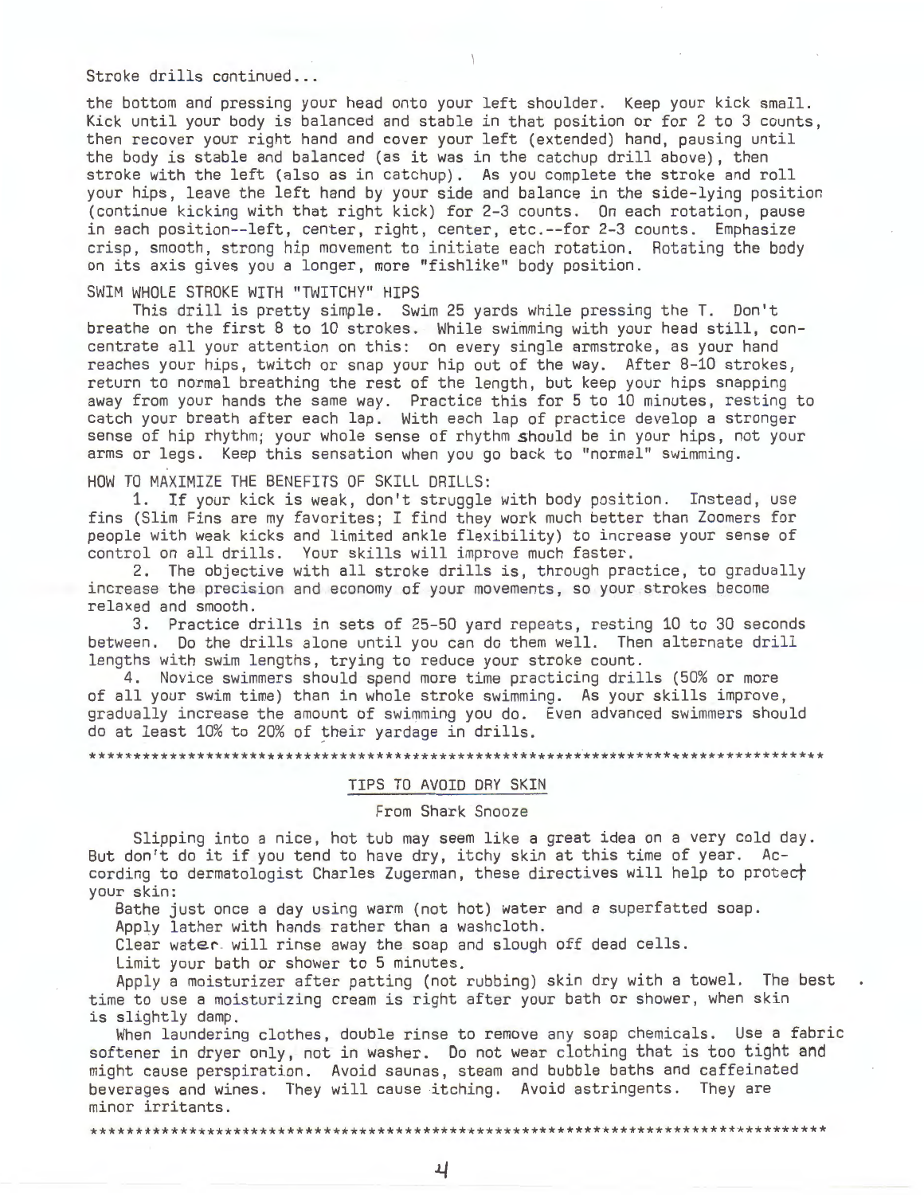Stroke drills continued...

the bottom and pressing your head onto your left shoulder. Keep your kick small. Kick until your body is balanced and stable in that position or for 2 to 3 counts, then recover your right hand and cover your left (extended) hand, pausing until the body is stable and balanced (as it was in the catchup drill above), then stroke with the left (also as in catchup). As you complete the stroke and roll your hips, leave the left hand by your side and balance in the side-lying position (continue kicking with that right kick) for 2-3 counts. On each rotation, pause in each position--left, center, right, center, etc.--for 2-3 counts. Emphasize crisp, smooth, strong hip movement to initiate each rotation. Rotating the body on its axis gives you a longer, more "fishlike" body position.

SWIM WHOLE STROKE WITH "TWITCHY" HIPS

This drill is pretty simple. Swim 25 yards while pressing the T. Don't breathe on the first 8 to 10 strokes. While swimming with your head still, concentrate all your attention on this: on every single armstroke, as your hand reaches your hips, twitch or snap your hip out of the way. After 8-10 strokes, return to normal breathing the rest of the length, but keep your hips snapping away from your hands the same way. Practice this for 5 to 10 minutes, resting to catch your breath after each lap. With each lap of practice develop a stronger sense of hip rhythm; your whole sense of rhythm should be in your hips, not your arms or legs. Keep this sensation when you go back to "normal" swimming.

HOW TO MAXIMIZE THE BENEFITS OF SKILL DRILLS:

1. If your kick is weak, don't struggle with body position. Instead, use fins (Slim Fins are my favorites; I find they work much better than Zoomers for people with weak kicks and limited ankle flexibility) to increase your sense of control on all drills. Your skills will improve much faster.

2. The objective with all stroke drills is, through practice, to gradually increase the precision and economy of your movements, so your strokes become relaxed and smooth.

3. Practice drills in sets of 25-50 yard repeats, resting 10 to 30 seconds between. Do the drills alone until you can do them well. Then alternate drill lengths with swim lengths, trying to reduce your stroke count.

4. Novice swimmers should spend more time practicing drills (50% or more of all your swim time) than in whole stroke swimming. As your skills improve, gradually increase the amount of swimming you do. Even advanced swimmers should do at least 10% to 20% of their yardage in drills.

*******************************************************************************

## TIPS TO AVOID DRY SKIN

From Shark Snooze

Slipping into a nice, hot tub may seem like a great idea on a very cold day. But don't do it if you tend to have dry, itchy skin at this time of year. According to dermatologist Charles Zugerman, these directives will help to protect your skin:

Bathe just once a day using warm (not hot) water and a superfatted soap.

Apply lather with hands rather than a washcloth.

Clear water will rinse away the soap and slough off dead cells.

Limit your bath or shower to 5 minutes.

Apply a moisturizer after patting (not rubbing) skin dry with a towel. The best time to use a moisturizing cream is right after your bath or shower, when skin is slightly damp.

When laundering clothes, double rinse to remove any soap chemicals. Use a fabric softener in dryer only, not in washer. Do not wear clothing that is too tight and might cause perspiration. Avoid saunas, steam and bubble baths and caffeinated beverages and wines. They will cause itching. Avoid astringents. They are minor irritants.

*******************************************************************************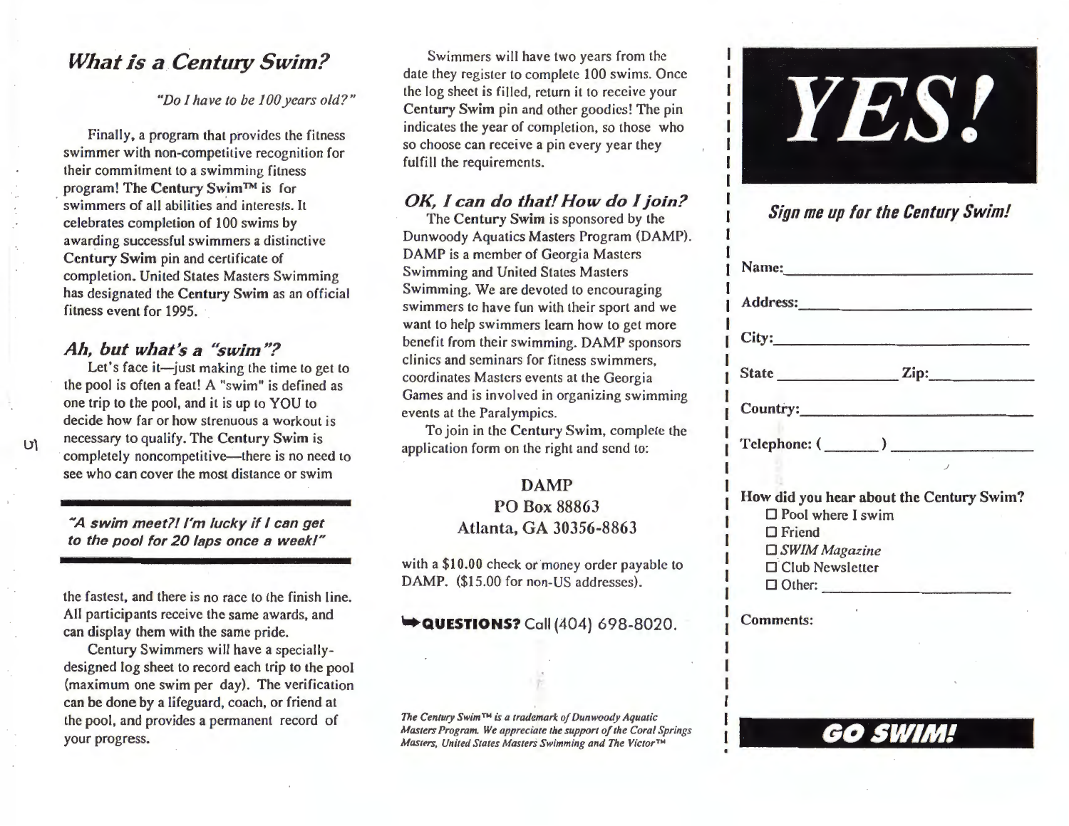## *What is a Century Swim?*

*"Do I have to be 100 years old?"*

Finally, a program that provides the fitness swimmer with non-competitive recognition for their commitment to a swimming fitness program! **The Century Swim™** is for swimmers of all abilities and interests. It celebrates completion of 100 swims by awarding successful swimmers a distinctive **Century Swim** pin and certificate of completion. United States Masters Swimming has designated the **Century Swim** as an official fitness event for 1995.

## *Ah, but what's a "swim"?*

Let's face it—just making the time to get to the pool is often a feat! A "swim" is defined as one trip to the pool, and it is up to YOU to decide how far or how strenuous a workout is necessary to qualify. The **Century Swim** is completely noncompetitive—there is no need to see who can cover the most distance or swim the fastest, and there is no race to the finish line. All participants receive the same awards, and can display them with the same pride.

***"A swim meet?! I'm lucky if I can get to the pool for 20 laps once a week!"***

Century Swimmers will have a specially-designed log sheet to record each trip to the pool (maximum one swim per day). The verification can be done by a lifeguard, coach, or friend at the pool, and provides a permanent record of your progress.

Swimmers will have two years from the date they register to complete 100 swims. Once the log sheet is filled, return it to receive your **Century Swim** pin and other goodies! The pin indicates the year of completion, so those who so choose can receive a pin every year they fulfill the requirements.

## *OK, I can do that! How do I join?*

The **Century Swim** is sponsored by the Dunwoody Aquatics Masters Program (DAMP). DAMP is a member of Georgia Masters Swimming and United States Masters Swimming. We are devoted to encouraging swimmers to have fun with their sport and we want to help swimmers learn how to get more benefit from their swimming. DAMP sponsors clinics and seminars for fitness swimmers, coordinates Masters events at the Georgia Games and is involved in organizing swimming events at the Paralympics.

To join in the **Century Swim**, complete the application form on the right and send to:

DAMP
PO Box 88863
Atlanta, GA 30356-8863

with a **$10.00** check or money order payable to DAMP. ($15.00 for non-US addresses).

➥**QUESTIONS?** Call (404) 698-8020.

*The Century Swim™ is a trademark of Dunwoody Aquatic Masters Program. We appreciate the support of the Coral Springs Masters, United States Masters Swimming and The Victor™*

# YES!

***Sign me up for the Century Swim!***

**Name:** ____________________

**Address:** ____________________

**City:** ____________________

**State** ____________ **Zip:** ____________

**Country:** ____________________

**Telephone:** ( _______ ) ____________________

**How did you hear about the Century Swim?**

- ☐ Pool where I swim
- ☐ Friend
- ☐ *SWIM Magazine*
- ☐ Club Newsletter
- ☐ Other: ____________________

**Comments:**

**GO SWIM!**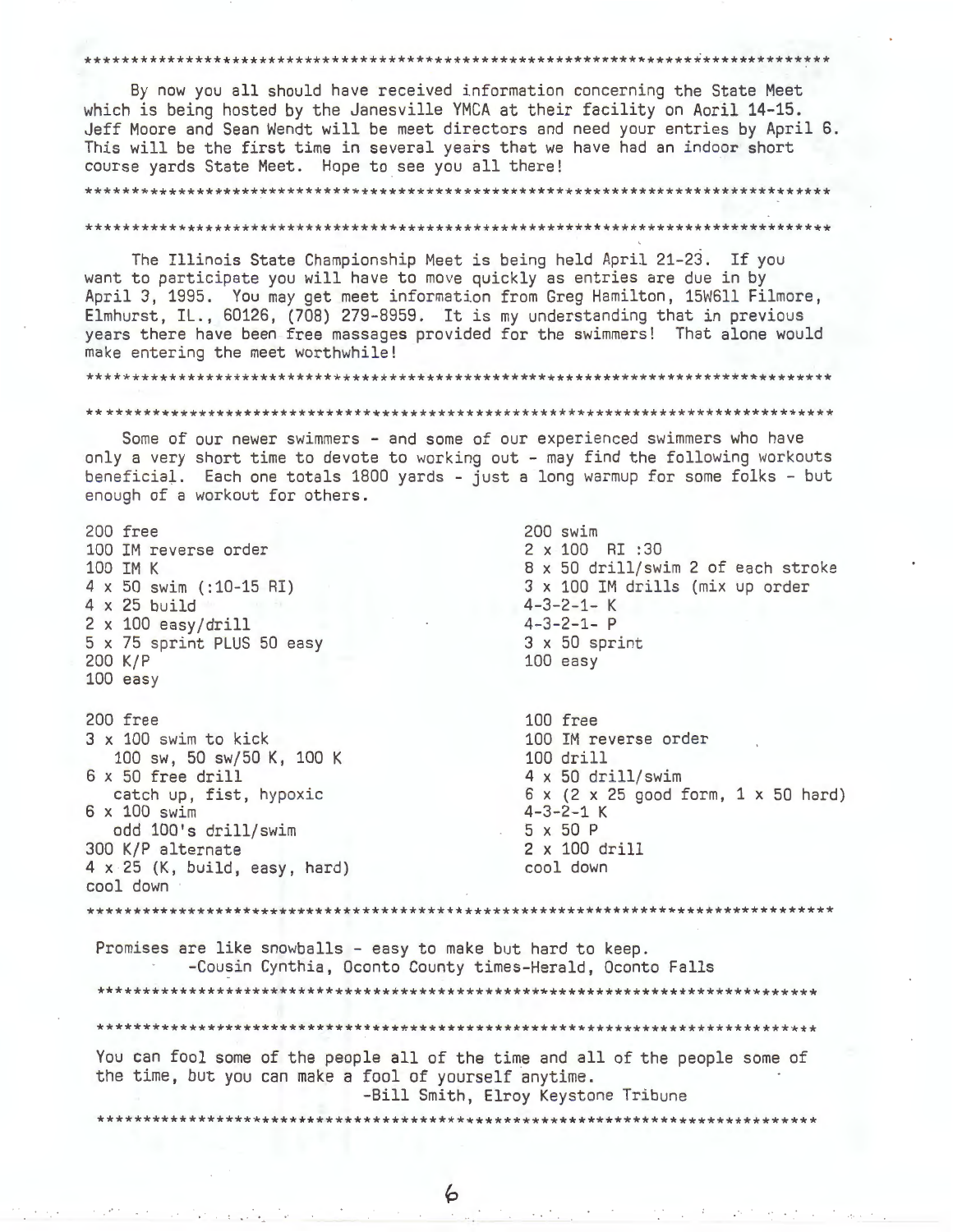By now you all should have received information concerning the State Meet which is being hosted by the Janesville YMCA at their facility on Aoril 14-15. Jeff Moore and Sean Wendt will be meet directors and need your entries by April 6. This will be the first time in several years that we have had an indoor short course yards State Meet. Hope to see you all there!

---

The Illinois State Championship Meet is being held April 21-23. If you want to participate you will have to move quickly as entries are due in by April 3, 1995. You may get meet information from Greg Hamilton, 15W611 Filmore, Elmhurst, IL., 60126, (708) 279-8959. It is my understanding that in previous years there have been free massages provided for the swimmers! That alone would make entering the meet worthwhile!

---

Some of our newer swimmers - and some of our experienced swimmers who have only a very short time to devote to working out - may find the following workouts beneficial. Each one totals 1800 yards - just a long warmup for some folks - but enough of a workout for others.

200 free
100 IM reverse order
100 IM K
4 x 50 swim (:10-15 RI)
4 x 25 build
2 x 100 easy/drill
5 x 75 sprint PLUS 50 easy
200 K/P
100 easy

200 swim
2 x 100 RI :30
8 x 50 drill/swim 2 of each stroke
3 x 100 IM drills (mix up order
4-3-2-1- K
4-3-2-1- P
3 x 50 sprint
100 easy

200 free
3 x 100 swim to kick
   100 sw, 50 sw/50 K, 100 K
6 x 50 free drill
   catch up, fist, hypoxic
6 x 100 swim
   odd 100's drill/swim
300 K/P alternate
4 x 25 (K, build, easy, hard)
cool down

100 free
100 IM reverse order
100 drill
4 x 50 drill/swim
6 x (2 x 25 good form, 1 x 50 hard)
4-3-2-1 K
5 x 50 P
2 x 100 drill
cool down

---

Promises are like snowballs - easy to make but hard to keep.
-Cousin Cynthia, Oconto County times-Herald, Oconto Falls

---

You can fool some of the people all of the time and all of the people some of the time, but you can make a fool of yourself anytime.
-Bill Smith, Elroy Keystone Tribune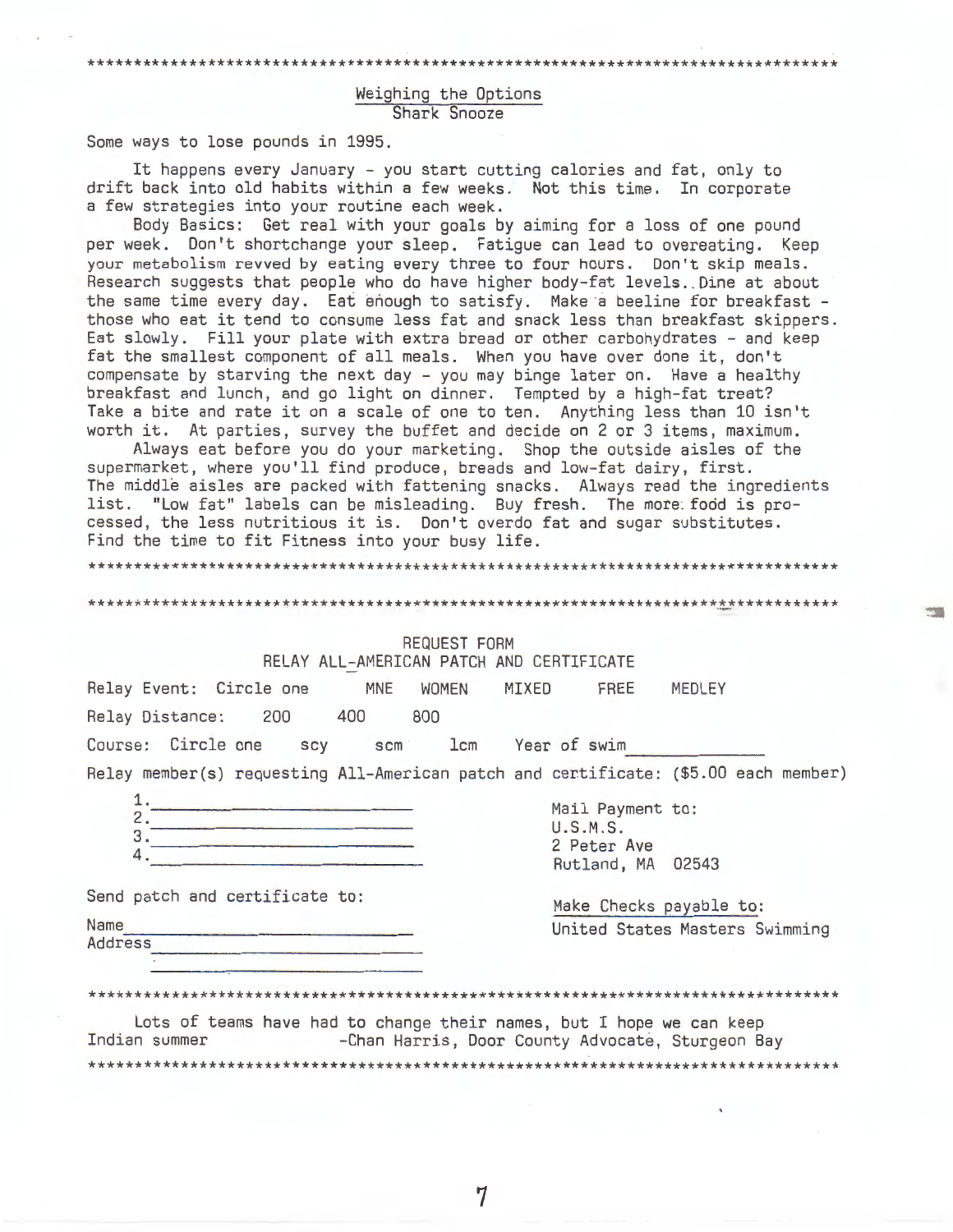*******************************************************************************

## Weighing the Options

Shark Snooze

Some ways to lose pounds in 1995.

It happens every January - you start cutting calories and fat, only to drift back into old habits within a few weeks. Not this time. In corporate a few strategies into your routine each week.

Body Basics: Get real with your goals by aiming for a loss of one pound per week. Don't shortchange your sleep. Fatigue can lead to overeating. Keep your metabolism revved by eating every three to four hours. Don't skip meals. Research suggests that people who do have higher body-fat levels. Dine at about the same time every day. Eat enough to satisfy. Make a beeline for breakfast - those who eat it tend to consume less fat and snack less than breakfast skippers. Eat slowly. Fill your plate with extra bread or other carbohydrates - and keep fat the smallest component of all meals. When you have over done it, don't compensate by starving the next day - you may binge later on. Have a healthy breakfast and lunch, and go light on dinner. Tempted by a high-fat treat? Take a bite and rate it on a scale of one to ten. Anything less than 10 isn't worth it. At parties, survey the buffet and decide on 2 or 3 items, maximum.

Always eat before you do your marketing. Shop the outside aisles of the supermarket, where you'll find produce, breads and low-fat dairy, first. The middle aisles are packed with fattening snacks. Always read the ingredients list. "Low fat" labels can be misleading. Buy fresh. The more food is processed, the less nutritious it is. Don't overdo fat and sugar substitutes. Find the time to fit Fitness into your busy life.

*******************************************************************************

*******************************************************************************

## REQUEST FORM
## RELAY ALL-AMERICAN PATCH AND CERTIFICATE

Relay Event: Circle one MNE WOMEN MIXED FREE MEDLEY

Relay Distance: 200 400 800

Course: Circle one scy scm lcm Year of swim__________

Relay member(s) requesting All-American patch and certificate: ($5.00 each member)

1.______________________
2.______________________
3.______________________
4.______________________

Mail Payment to:
U.S.M.S.
2 Peter Ave
Rutland, MA 02543

Send patch and certificate to:

Name______________________
Address______________________
______________________

Make Checks payable to:
United States Masters Swimming

*******************************************************************************

Lots of teams have had to change their names, but I hope we can keep Indian summer -Chan Harris, Door County Advocate, Sturgeon Bay

*******************************************************************************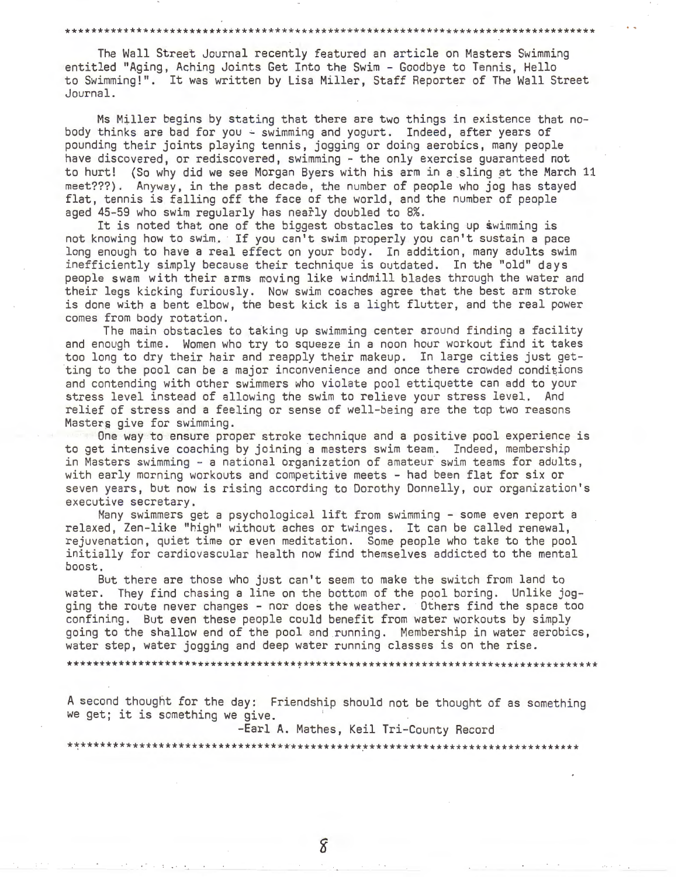******************************************************************************

The Wall Street Journal recently featured an article on Masters Swimming entitled "Aging, Aching Joints Get Into the Swim - Goodbye to Tennis, Hello to Swimming!". It was written by Lisa Miller, Staff Reporter of The Wall Street Journal.

Ms Miller begins by stating that there are two things in existence that nobody thinks are bad for you - swimming and yogurt. Indeed, after years of pounding their joints playing tennis, jogging or doing aerobics, many people have discovered, or rediscovered, swimming - the only exercise guaranteed not to hurt! (So why did we see Morgan Byers with his arm in a sling at the March 11 meet???). Anyway, in the past decade, the number of people who jog has stayed flat, tennis is falling off the face of the world, and the number of people aged 45-59 who swim regularly has nearly doubled to 8%.

It is noted that one of the biggest obstacles to taking up swimming is not knowing how to swim. If you can't swim properly you can't sustain a pace long enough to have a real effect on your body. In addition, many adults swim inefficiently simply because their technique is outdated. In the "old" days people swam with their arms moving like windmill blades through the water and their legs kicking furiously. Now swim coaches agree that the best arm stroke is done with a bent elbow, the best kick is a light flutter, and the real power comes from body rotation.

The main obstacles to taking up swimming center around finding a facility and enough time. Women who try to squeeze in a noon hour workout find it takes too long to dry their hair and reapply their makeup. In large cities just getting to the pool can be a major inconvenience and once there crowded conditions and contending with other swimmers who violate pool ettiquette can add to your stress level instead of allowing the swim to relieve your stress level. And relief of stress and a feeling or sense of well-being are the top two reasons Masters give for swimming.

One way to ensure proper stroke technique and a positive pool experience is to get intensive coaching by joining a masters swim team. Indeed, membership in Masters swimming - a national organization of amateur swim teams for adults, with early morning workouts and competitive meets - had been flat for six or seven years, but now is rising according to Dorothy Donnelly, our organization's executive secretary.

Many swimmers get a psychological lift from swimming - some even report a relaxed, Zen-like "high" without aches or twinges. It can be called renewal, rejuvenation, quiet time or even meditation. Some people who take to the pool initially for cardiovascular health now find themselves addicted to the mental boost.

But there are those who just can't seem to make the switch from land to water. They find chasing a line on the bottom of the pool boring. Unlike jogging the route never changes - nor does the weather. Others find the space too confining. But even these people could benefit from water workouts by simply going to the shallow end of the pool and running. Membership in water aerobics, water step, water jogging and deep water running classes is on the rise.

******************************************************************************

A second thought for the day: Friendship should not be thought of as something we get; it is something we give.

-Earl A. Mathes, Keil Tri-County Record

******************************************************************************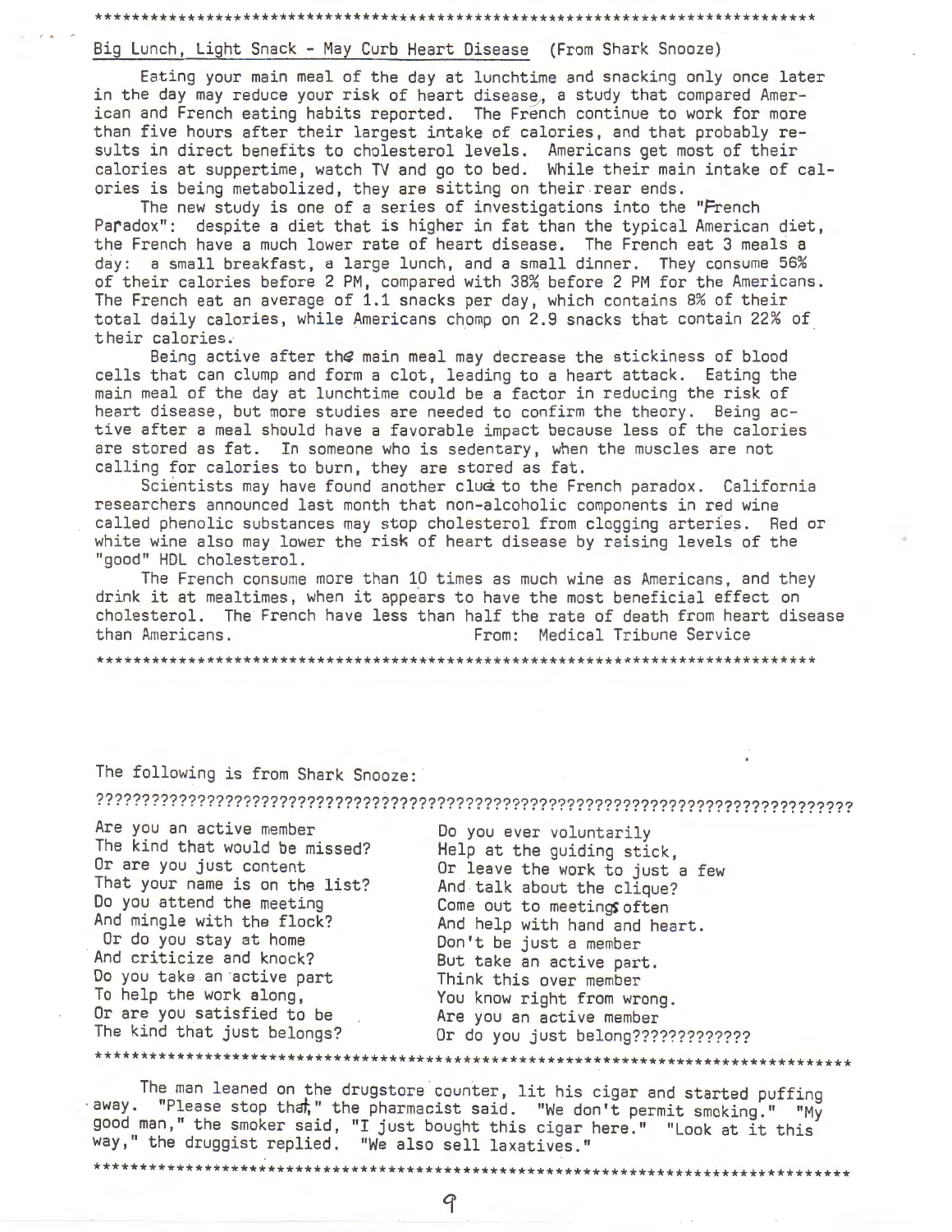---

## Big Lunch, Light Snack - May Curb Heart Disease (From Shark Snooze)

Eating your main meal of the day at lunchtime and snacking only once later in the day may reduce your risk of heart disease, a study that compared American and French eating habits reported. The French continue to work for more than five hours after their largest intake of calories, and that probably results in direct benefits to cholesterol levels. Americans get most of their calories at suppertime, watch TV and go to bed. While their main intake of calories is being metabolized, they are sitting on their rear ends.

The new study is one of a series of investigations into the "French Paradox": despite a diet that is higher in fat than the typical American diet, the French have a much lower rate of heart disease. The French eat 3 meals a day: a small breakfast, a large lunch, and a small dinner. They consume 56% of their calories before 2 PM, compared with 38% before 2 PM for the Americans. The French eat an average of 1.1 snacks per day, which contains 8% of their total daily calories, while Americans chomp on 2.9 snacks that contain 22% of their calories.

Being active after the main meal may decrease the stickiness of blood cells that can clump and form a clot, leading to a heart attack. Eating the main meal of the day at lunchtime could be a factor in reducing the risk of heart disease, but more studies are needed to confirm the theory. Being active after a meal should have a favorable impact because less of the calories are stored as fat. In someone who is sedentary, when the muscles are not calling for calories to burn, they are stored as fat.

Scientists may have found another clue to the French paradox. California researchers announced last month that non-alcoholic components in red wine called phenolic substances may stop cholesterol from clogging arteries. Red or white wine also may lower the risk of heart disease by raising levels of the "good" HDL cholesterol.

The French consume more than 10 times as much wine as Americans, and they drink it at mealtimes, when it appears to have the most beneficial effect on cholesterol. The French have less than half the rate of death from heart disease than Americans. From: Medical Tribune Service

---

The following is from Shark Snooze:

????????????????????????????????????????????????????????????????????????

Are you an active member  
The kind that would be missed?  
Or are you just content  
That your name is on the list?  
Do you attend the meeting  
And mingle with the flock?  
Or do you stay at home  
And criticize and knock?  
Do you take an active part  
To help the work along,  
Or are you satisfied to be  
The kind that just belongs?

Do you ever voluntarily  
Help at the guiding stick,  
Or leave the work to just a few  
And talk about the clique?  
Come out to meetings often  
And help with hand and heart.  
Don't be just a member  
But take an active part.  
Think this over member  
You know right from wrong.  
Are you an active member  
Or do you just belong?????????????

---

The man leaned on the drugstore counter, lit his cigar and started puffing away. "Please stop that," the pharmacist said. "We don't permit smoking." "My good man," the smoker said, "I just bought this cigar here." "Look at it this way," the druggist replied. "We also sell laxatives."

---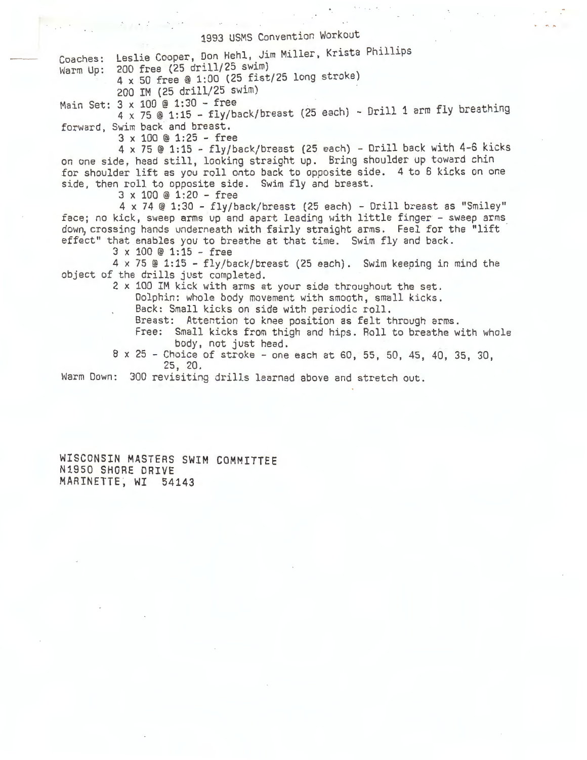# 1993 USMS Convention Workout

Coaches: Leslie Cooper, Don Hehl, Jim Miller, Krista Phillips

Warm Up: 200 free (25 drill/25 swim)
4 x 50 free @ 1:00 (25 fist/25 long stroke)
200 IM (25 drill/25 swim)

Main Set: 3 x 100 @ 1:30 - free
4 x 75 @ 1:15 - fly/back/breast (25 each) - Drill 1 arm fly breathing forward, Swim back and breast.
3 x 100 @ 1:25 - free
4 x 75 @ 1:15 - fly/back/breast (25 each) - Drill back with 4-6 kicks on one side, head still, looking straight up. Bring shoulder up toward chin for shoulder lift as you roll onto back to opposite side. 4 to 6 kicks on one side, then roll to opposite side. Swim fly and breast.
3 x 100 @ 1:20 - free
4 x 74 @ 1:30 - fly/back/breast (25 each) - Drill breast as "Smiley" face; no kick, sweep arms up and apart leading with little finger - sweep arms down, crossing hands underneath with fairly straight arms. Feel for the "lift effect" that enables you to breathe at that time. Swim fly and back.
3 x 100 @ 1:15 - free
4 x 75 @ 1:15 - fly/back/breast (25 each). Swim keeping in mind the object of the drills just completed.
2 x 100 IM kick with arms at your side throughout the set.
- Dolphin: whole body movement with smooth, small kicks.
- Back: Small kicks on side with periodic roll.
- Breast: Attention to knee position as felt through arms.
- Free: Small kicks from thigh and hips. Roll to breathe with whole body, not just head.

8 x 25 - Choice of stroke - one each at 60, 55, 50, 45, 40, 35, 30, 25, 20.

Warm Down: 300 revisiting drills learned above and stretch out.

WISCONSIN MASTERS SWIM COMMITTEE
N1950 SHORE DRIVE
MARINETTE, WI 54143